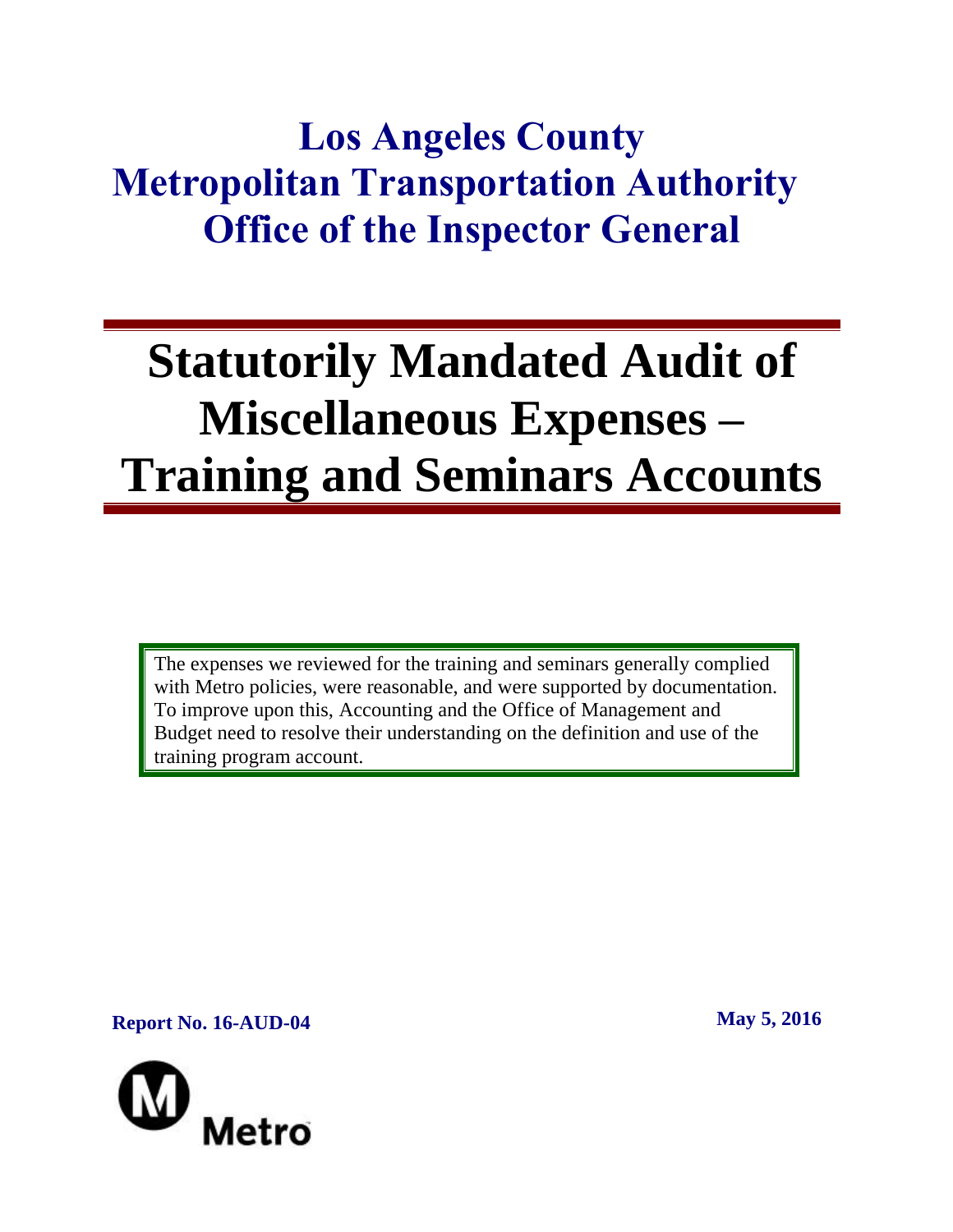# Los Angeles County Metropolitan Transportation Authority Office of the Inspector General

# Statutorily Mandated Audit of Miscellaneous Expenses – Training and Seminars Accounts

The expenses we reviewed for the training and seminars generally complied with Metro policies, were reasonable, and were supported by documentation. To improve upon this, Accounting and the Office of Management and Budget need to resolve their understanding on the definition and use of the training program account.

**Report No. 16-AUD-04**

**May 5, 2016**

Metro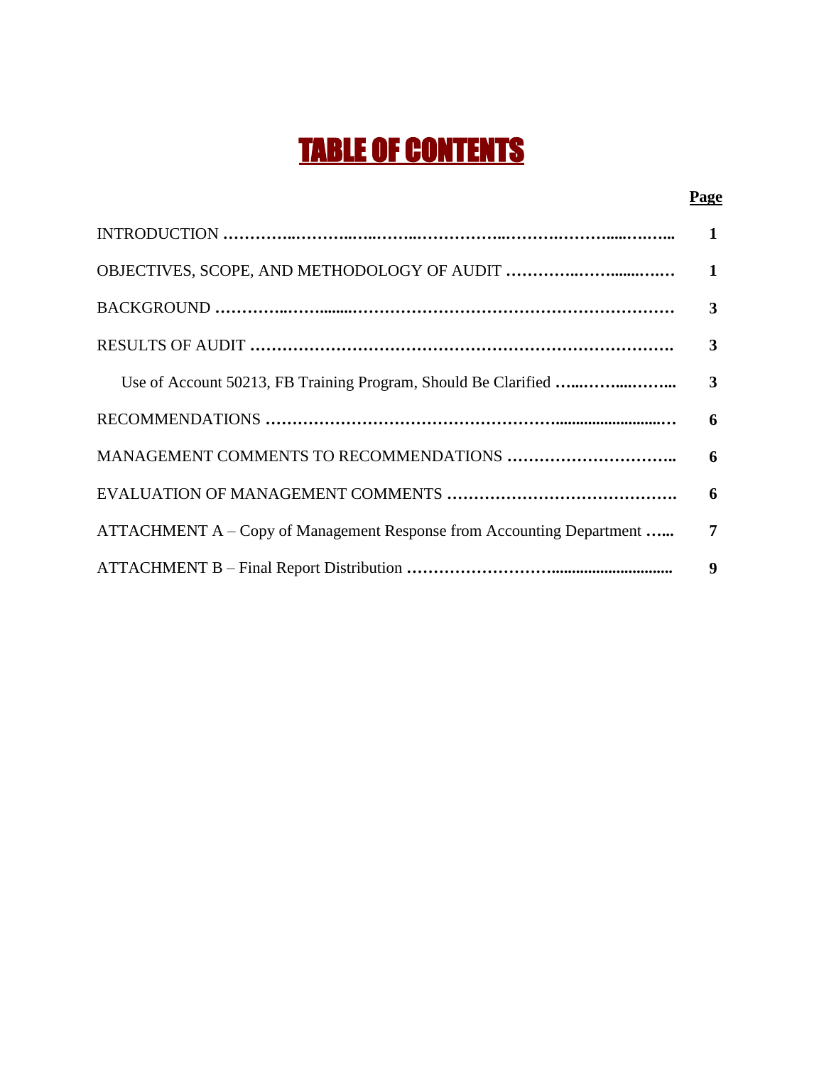# TABLE OF CONTENTS

| | Page |
|---|---|
| INTRODUCTION | 1 |
| OBJECTIVES, SCOPE, AND METHODOLOGY OF AUDIT | 1 |
| BACKGROUND | 3 |
| RESULTS OF AUDIT | 3 |
| Use of Account 50213, FB Training Program, Should Be Clarified | 3 |
| RECOMMENDATIONS | 6 |
| MANAGEMENT COMMENTS TO RECOMMENDATIONS | 6 |
| EVALUATION OF MANAGEMENT COMMENTS | 6 |
| ATTACHMENT A – Copy of Management Response from Accounting Department | 7 |
| ATTACHMENT B – Final Report Distribution | 9 |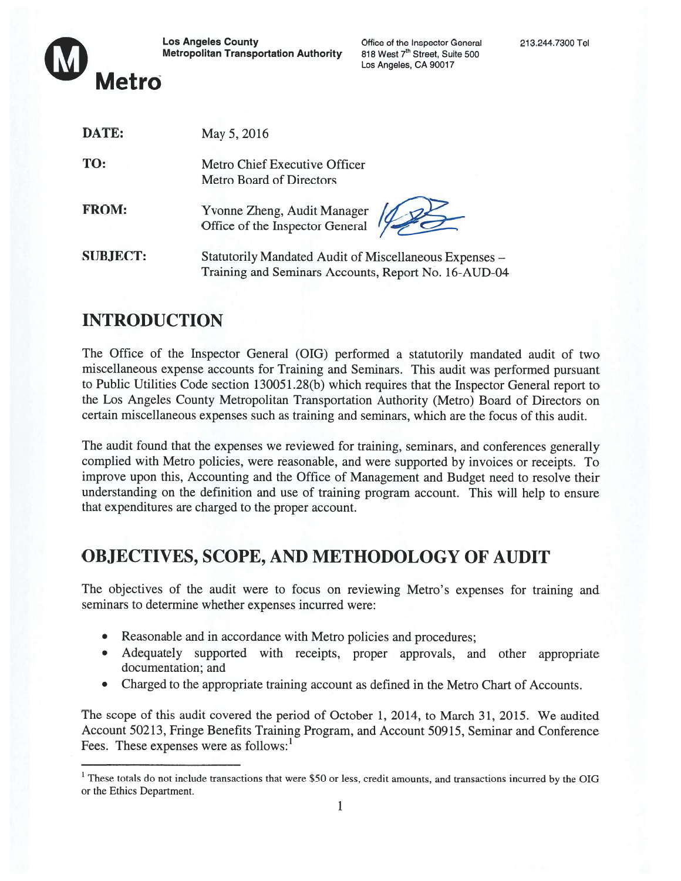**Los Angeles County Metropolitan Transportation Authority**

Office of the Inspector General
818 West 7th Street, Suite 500
Los Angeles, CA 90017

213.244.7300 Tel

**Metro**

| | |
|---|---|
| **DATE:** | May 5, 2016 |
| **TO:** | Metro Chief Executive Officer<br>Metro Board of Directors |
| **FROM:** | Yvonne Zheng, Audit Manager<br>Office of the Inspector General |
| **SUBJECT:** | Statutorily Mandated Audit of Miscellaneous Expenses – Training and Seminars Accounts, Report No. 16-AUD-04 |

## INTRODUCTION

The Office of the Inspector General (OIG) performed a statutorily mandated audit of two miscellaneous expense accounts for Training and Seminars. This audit was performed pursuant to Public Utilities Code section 130051.28(b) which requires that the Inspector General report to the Los Angeles County Metropolitan Transportation Authority (Metro) Board of Directors on certain miscellaneous expenses such as training and seminars, which are the focus of this audit.

The audit found that the expenses we reviewed for training, seminars, and conferences generally complied with Metro policies, were reasonable, and were supported by invoices or receipts. To improve upon this, Accounting and the Office of Management and Budget need to resolve their understanding on the definition and use of training program account. This will help to ensure that expenditures are charged to the proper account.

## OBJECTIVES, SCOPE, AND METHODOLOGY OF AUDIT

The objectives of the audit were to focus on reviewing Metro's expenses for training and seminars to determine whether expenses incurred were:

- Reasonable and in accordance with Metro policies and procedures;
- Adequately supported with receipts, proper approvals, and other appropriate documentation; and
- Charged to the appropriate training account as defined in the Metro Chart of Accounts.

The scope of this audit covered the period of October 1, 2014, to March 31, 2015. We audited Account 50213, Fringe Benefits Training Program, and Account 50915, Seminar and Conference Fees. These expenses were as follows:[1]

[1] These totals do not include transactions that were $50 or less, credit amounts, and transactions incurred by the OIG or the Ethics Department.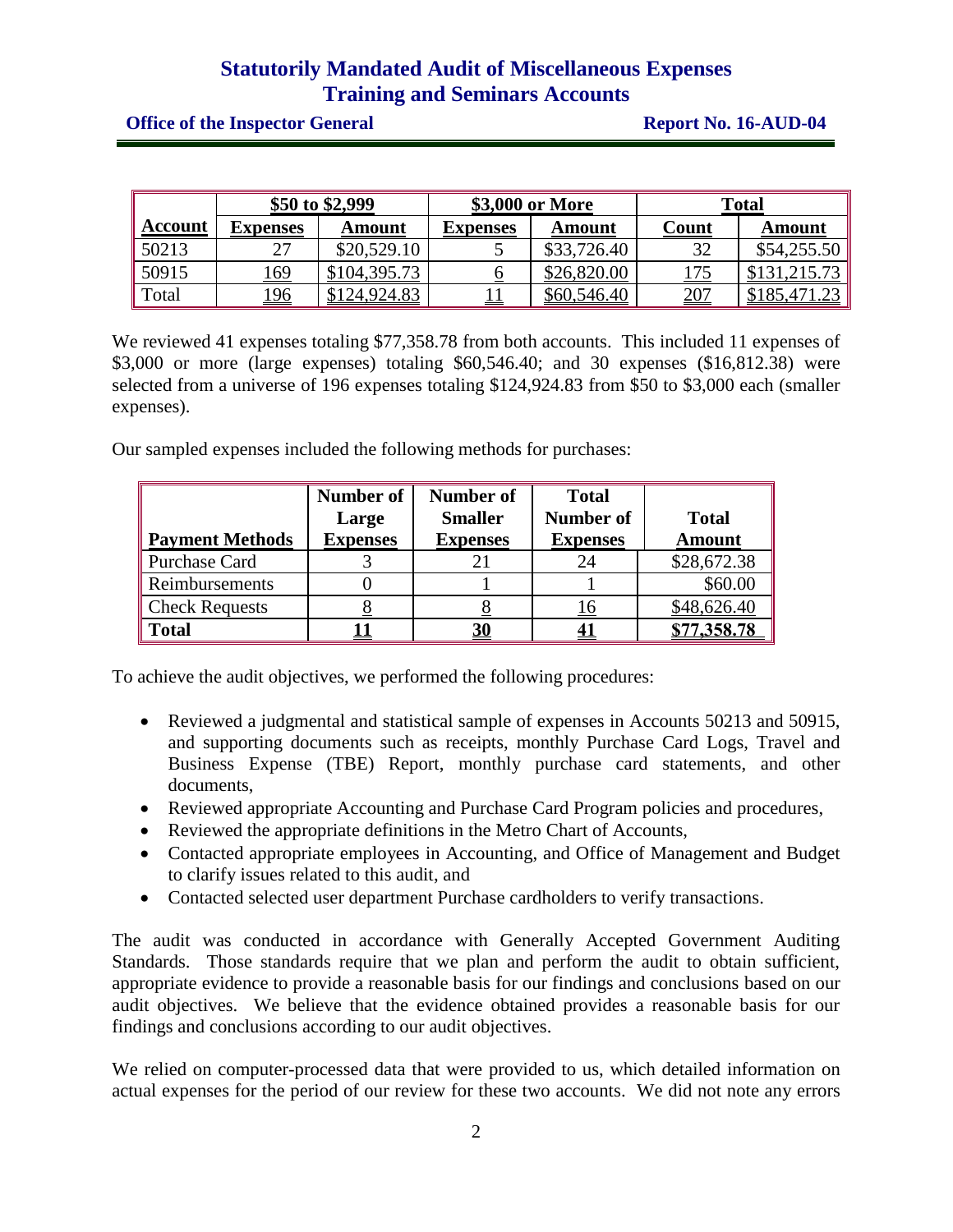| | $50 to $2,999 | | $3,000 or More | | Total | |
|---|---|---|---|---|---|---|
| **Account** | **Expenses** | **Amount** | **Expenses** | **Amount** | **Count** | **Amount** |
| 50213 | 27 | $20,529.10 | 5 | $33,726.40 | 32 | $54,255.50 |
| 50915 | 169 | $104,395.73 | 6 | $26,820.00 | 175 | $131,215.73 |
| Total | 196 | $124,924.83 | 11 | $60,546.40 | 207 | $185,471.23 |

We reviewed 41 expenses totaling $77,358.78 from both accounts. This included 11 expenses of $3,000 or more (large expenses) totaling $60,546.40; and 30 expenses ($16,812.38) were selected from a universe of 196 expenses totaling $124,924.83 from $50 to $3,000 each (smaller expenses).

Our sampled expenses included the following methods for purchases:

| Payment Methods | Number of Large Expenses | Number of Smaller Expenses | Total Number of Expenses | Total Amount |
|---|---|---|---|---|
| Purchase Card | 3 | 21 | 24 | $28,672.38 |
| Reimbursements | 0 | 1 | 1 | $60.00 |
| Check Requests | 8 | 8 | 16 | $48,626.40 |
| **Total** | **11** | **30** | **41** | **$77,358.78** |

To achieve the audit objectives, we performed the following procedures:

- Reviewed a judgmental and statistical sample of expenses in Accounts 50213 and 50915, and supporting documents such as receipts, monthly Purchase Card Logs, Travel and Business Expense (TBE) Report, monthly purchase card statements, and other documents,
- Reviewed appropriate Accounting and Purchase Card Program policies and procedures,
- Reviewed the appropriate definitions in the Metro Chart of Accounts,
- Contacted appropriate employees in Accounting, and Office of Management and Budget to clarify issues related to this audit, and
- Contacted selected user department Purchase cardholders to verify transactions.

The audit was conducted in accordance with Generally Accepted Government Auditing Standards. Those standards require that we plan and perform the audit to obtain sufficient, appropriate evidence to provide a reasonable basis for our findings and conclusions based on our audit objectives. We believe that the evidence obtained provides a reasonable basis for our findings and conclusions according to our audit objectives.

We relied on computer-processed data that were provided to us, which detailed information on actual expenses for the period of our review for these two accounts. We did not note any errors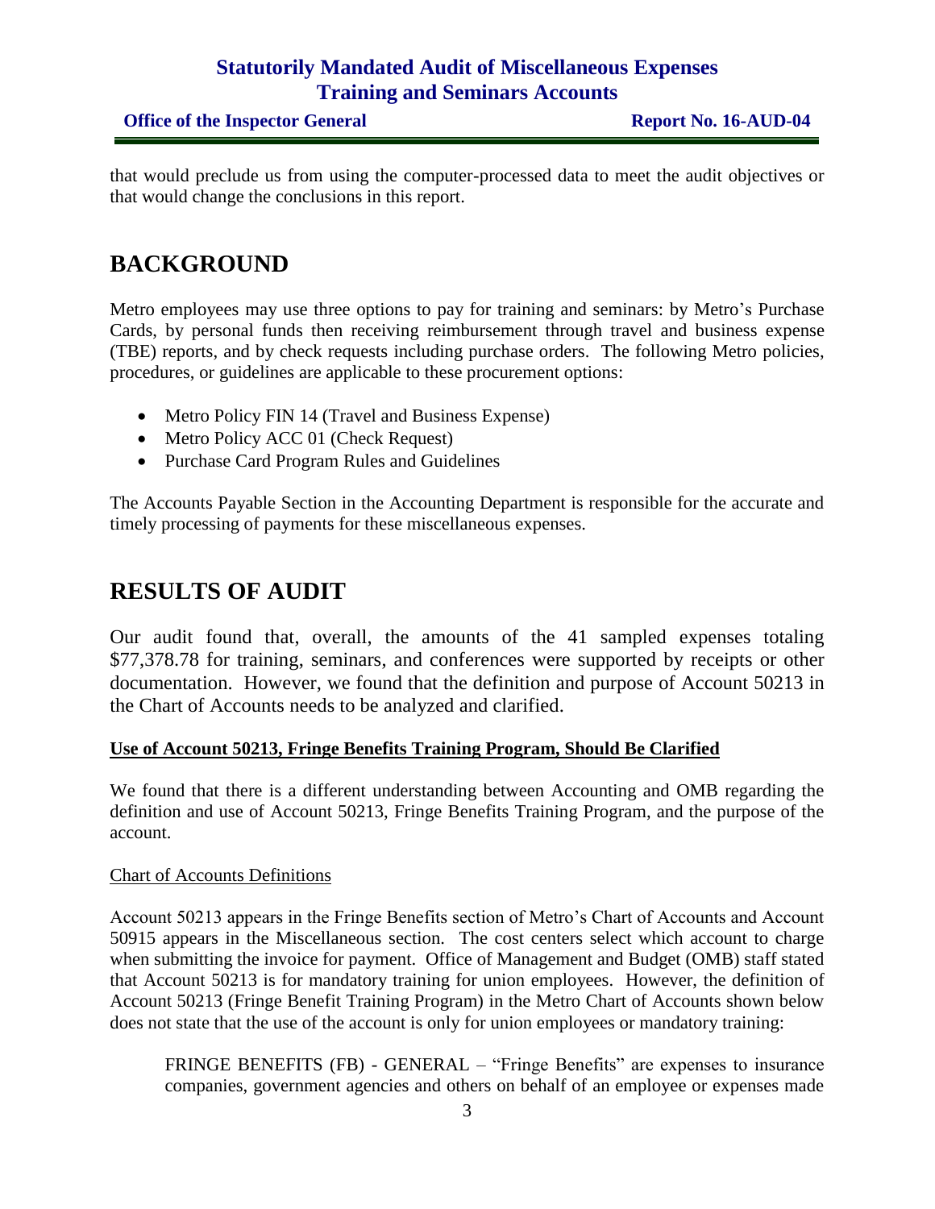that would preclude us from using the computer-processed data to meet the audit objectives or that would change the conclusions in this report.

# BACKGROUND

Metro employees may use three options to pay for training and seminars: by Metro's Purchase Cards, by personal funds then receiving reimbursement through travel and business expense (TBE) reports, and by check requests including purchase orders. The following Metro policies, procedures, or guidelines are applicable to these procurement options:

- Metro Policy FIN 14 (Travel and Business Expense)
- Metro Policy ACC 01 (Check Request)
- Purchase Card Program Rules and Guidelines

The Accounts Payable Section in the Accounting Department is responsible for the accurate and timely processing of payments for these miscellaneous expenses.

# RESULTS OF AUDIT

Our audit found that, overall, the amounts of the 41 sampled expenses totaling $77,378.78 for training, seminars, and conferences were supported by receipts or other documentation. However, we found that the definition and purpose of Account 50213 in the Chart of Accounts needs to be analyzed and clarified.

**Use of Account 50213, Fringe Benefits Training Program, Should Be Clarified**

We found that there is a different understanding between Accounting and OMB regarding the definition and use of Account 50213, Fringe Benefits Training Program, and the purpose of the account.

Chart of Accounts Definitions

Account 50213 appears in the Fringe Benefits section of Metro's Chart of Accounts and Account 50915 appears in the Miscellaneous section. The cost centers select which account to charge when submitting the invoice for payment. Office of Management and Budget (OMB) staff stated that Account 50213 is for mandatory training for union employees. However, the definition of Account 50213 (Fringe Benefit Training Program) in the Metro Chart of Accounts shown below does not state that the use of the account is only for union employees or mandatory training:

> FRINGE BENEFITS (FB) - GENERAL – "Fringe Benefits" are expenses to insurance companies, government agencies and others on behalf of an employee or expenses made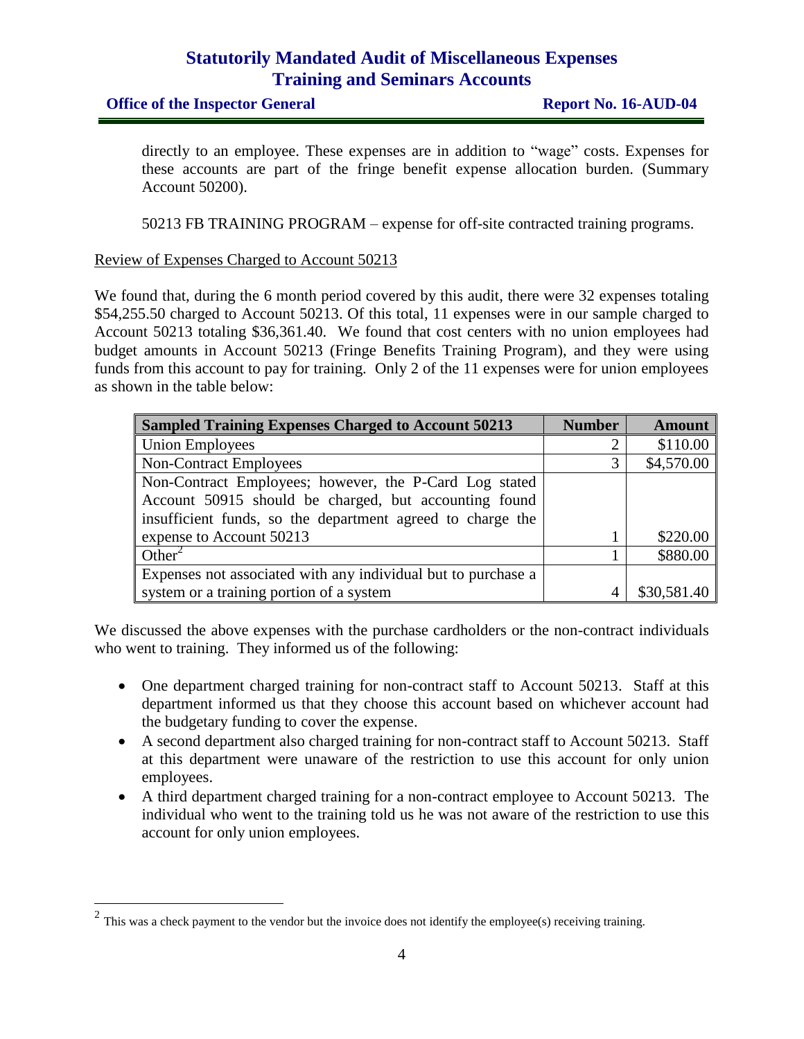directly to an employee. These expenses are in addition to "wage" costs. Expenses for these accounts are part of the fringe benefit expense allocation burden. (Summary Account 50200).

50213 FB TRAINING PROGRAM – expense for off-site contracted training programs.

<u>Review of Expenses Charged to Account 50213</u>

We found that, during the 6 month period covered by this audit, there were 32 expenses totaling \$54,255.50 charged to Account 50213. Of this total, 11 expenses were in our sample charged to Account 50213 totaling \$36,361.40. We found that cost centers with no union employees had budget amounts in Account 50213 (Fringe Benefits Training Program), and they were using funds from this account to pay for training. Only 2 of the 11 expenses were for union employees as shown in the table below:

| Sampled Training Expenses Charged to Account 50213 | Number | Amount |
|---|---|---|
| Union Employees | 2 | \$110.00 |
| Non-Contract Employees | 3 | \$4,570.00 |
| Non-Contract Employees; however, the P-Card Log stated Account 50915 should be charged, but accounting found insufficient funds, so the department agreed to charge the expense to Account 50213 | 1 | \$220.00 |
| Other[2] | 1 | \$880.00 |
| Expenses not associated with any individual but to purchase a system or a training portion of a system | 4 | \$30,581.40 |

We discussed the above expenses with the purchase cardholders or the non-contract individuals who went to training. They informed us of the following:

- One department charged training for non-contract staff to Account 50213. Staff at this department informed us that they choose this account based on whichever account had the budgetary funding to cover the expense.
- A second department also charged training for non-contract staff to Account 50213. Staff at this department were unaware of the restriction to use this account for only union employees.
- A third department charged training for a non-contract employee to Account 50213. The individual who went to the training told us he was not aware of the restriction to use this account for only union employees.

[2] This was a check payment to the vendor but the invoice does not identify the employee(s) receiving training.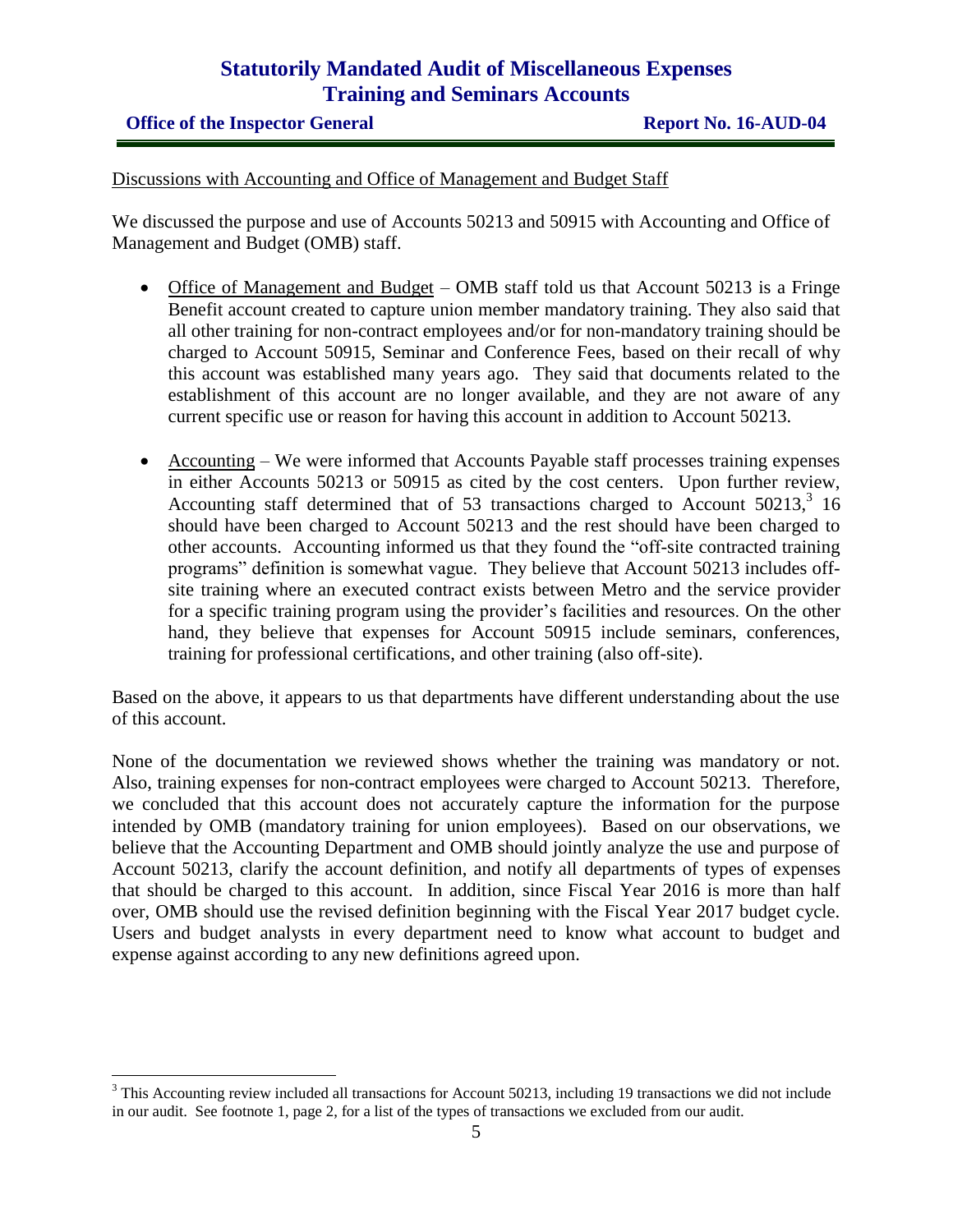Discussions with Accounting and Office of Management and Budget Staff

We discussed the purpose and use of Accounts 50213 and 50915 with Accounting and Office of Management and Budget (OMB) staff.

- Office of Management and Budget – OMB staff told us that Account 50213 is a Fringe Benefit account created to capture union member mandatory training. They also said that all other training for non-contract employees and/or for non-mandatory training should be charged to Account 50915, Seminar and Conference Fees, based on their recall of why this account was established many years ago. They said that documents related to the establishment of this account are no longer available, and they are not aware of any current specific use or reason for having this account in addition to Account 50213.

- Accounting – We were informed that Accounts Payable staff processes training expenses in either Accounts 50213 or 50915 as cited by the cost centers. Upon further review, Accounting staff determined that of 53 transactions charged to Account 50213,[3] 16 should have been charged to Account 50213 and the rest should have been charged to other accounts. Accounting informed us that they found the "off-site contracted training programs" definition is somewhat vague. They believe that Account 50213 includes off-site training where an executed contract exists between Metro and the service provider for a specific training program using the provider's facilities and resources. On the other hand, they believe that expenses for Account 50915 include seminars, conferences, training for professional certifications, and other training (also off-site).

Based on the above, it appears to us that departments have different understanding about the use of this account.

None of the documentation we reviewed shows whether the training was mandatory or not. Also, training expenses for non-contract employees were charged to Account 50213. Therefore, we concluded that this account does not accurately capture the information for the purpose intended by OMB (mandatory training for union employees). Based on our observations, we believe that the Accounting Department and OMB should jointly analyze the use and purpose of Account 50213, clarify the account definition, and notify all departments of types of expenses that should be charged to this account. In addition, since Fiscal Year 2016 is more than half over, OMB should use the revised definition beginning with the Fiscal Year 2017 budget cycle. Users and budget analysts in every department need to know what account to budget and expense against according to any new definitions agreed upon.

---

[3] This Accounting review included all transactions for Account 50213, including 19 transactions we did not include in our audit. See footnote 1, page 2, for a list of the types of transactions we excluded from our audit.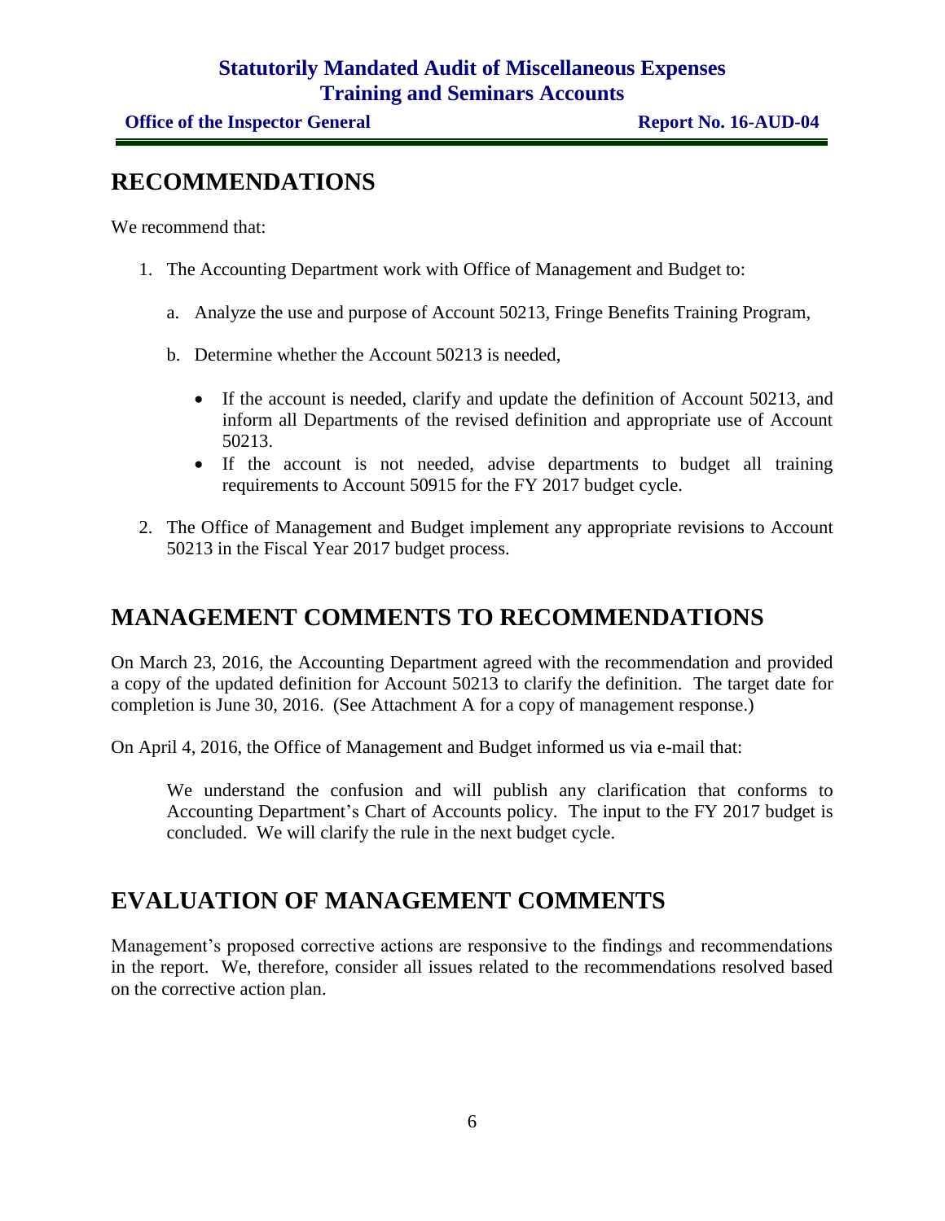## RECOMMENDATIONS

We recommend that:

1. The Accounting Department work with Office of Management and Budget to:

   a. Analyze the use and purpose of Account 50213, Fringe Benefits Training Program,

   b. Determine whether the Account 50213 is needed,

      - If the account is needed, clarify and update the definition of Account 50213, and inform all Departments of the revised definition and appropriate use of Account 50213.
      - If the account is not needed, advise departments to budget all training requirements to Account 50915 for the FY 2017 budget cycle.

2. The Office of Management and Budget implement any appropriate revisions to Account 50213 in the Fiscal Year 2017 budget process.

## MANAGEMENT COMMENTS TO RECOMMENDATIONS

On March 23, 2016, the Accounting Department agreed with the recommendation and provided a copy of the updated definition for Account 50213 to clarify the definition. The target date for completion is June 30, 2016. (See Attachment A for a copy of management response.)

On April 4, 2016, the Office of Management and Budget informed us via e-mail that:

> We understand the confusion and will publish any clarification that conforms to Accounting Department's Chart of Accounts policy. The input to the FY 2017 budget is concluded. We will clarify the rule in the next budget cycle.

## EVALUATION OF MANAGEMENT COMMENTS

Management's proposed corrective actions are responsive to the findings and recommendations in the report. We, therefore, consider all issues related to the recommendations resolved based on the corrective action plan.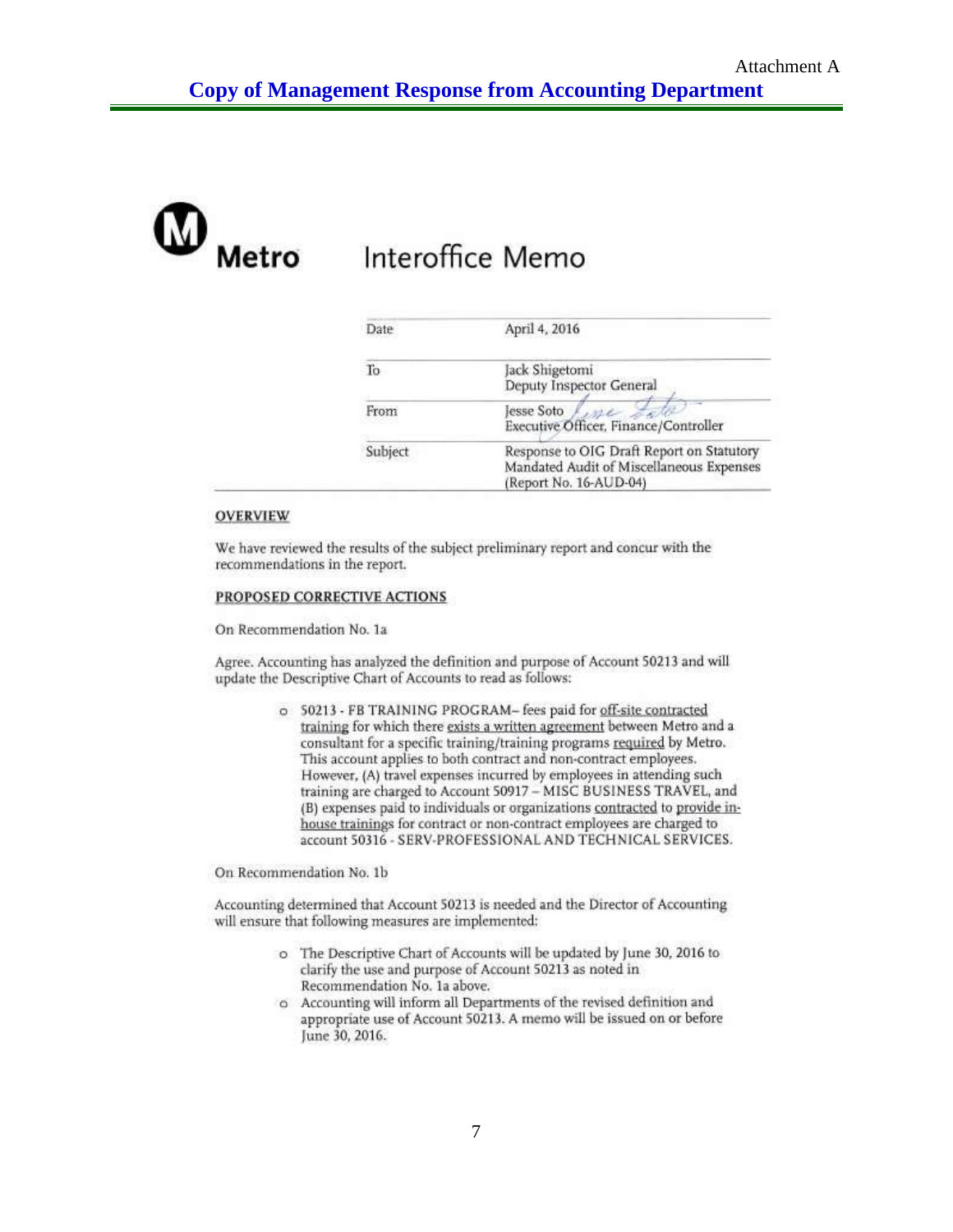Attachment A

# Copy of Management Response from Accounting Department

**Metro** Interoffice Memo

| | |
|---|---|
| Date | April 4, 2016 |
| To | Jack Shigetomi<br>Deputy Inspector General |
| From | Jesse Soto<br>Executive Officer, Finance/Controller |
| Subject | Response to OIG Draft Report on Statutory Mandated Audit of Miscellaneous Expenses (Report No. 16-AUD-04) |

**OVERVIEW**

We have reviewed the results of the subject preliminary report and concur with the recommendations in the report.

**PROPOSED CORRECTIVE ACTIONS**

On Recommendation No. 1a

Agree. Accounting has analyzed the definition and purpose of Account 50213 and will update the Descriptive Chart of Accounts to read as follows:

- 50213 - FB TRAINING PROGRAM– fees paid for off-site contracted training for which there exists a written agreement between Metro and a consultant for a specific training/training programs required by Metro. This account applies to both contract and non-contract employees. However, (A) travel expenses incurred by employees in attending such training are charged to Account 50917 – MISC BUSINESS TRAVEL, and (B) expenses paid to individuals or organizations contracted to provide in-house trainings for contract or non-contract employees are charged to account 50316 - SERV-PROFESSIONAL AND TECHNICAL SERVICES.

On Recommendation No. 1b

Accounting determined that Account 50213 is needed and the Director of Accounting will ensure that following measures are implemented:

- The Descriptive Chart of Accounts will be updated by June 30, 2016 to clarify the use and purpose of Account 50213 as noted in Recommendation No. 1a above.
- Accounting will inform all Departments of the revised definition and appropriate use of Account 50213. A memo will be issued on or before June 30, 2016.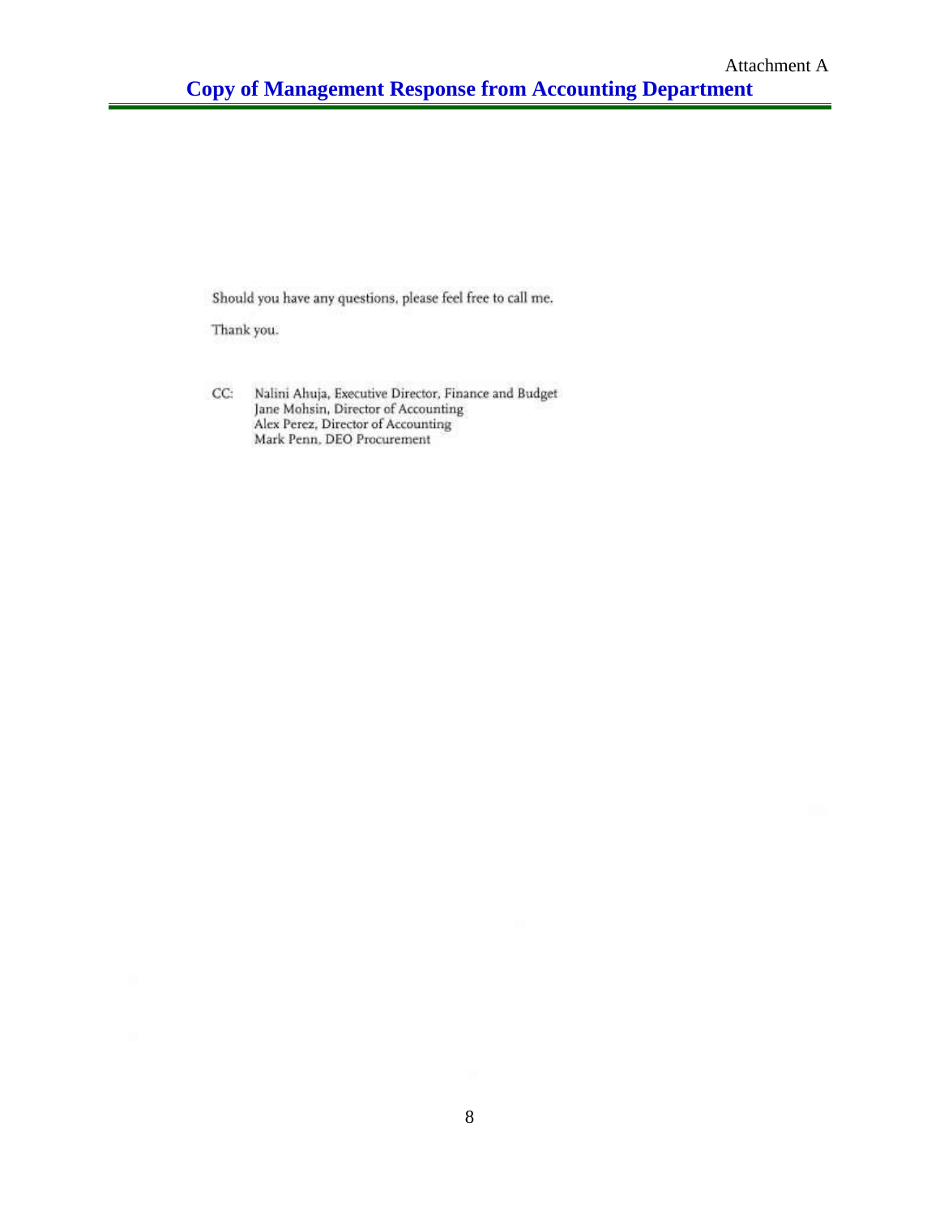Attachment A

## Copy of Management Response from Accounting Department

Should you have any questions, please feel free to call me.

Thank you.

CC: Nalini Ahuja, Executive Director, Finance and Budget
Jane Mohsin, Director of Accounting
Alex Perez, Director of Accounting
Mark Penn, DEO Procurement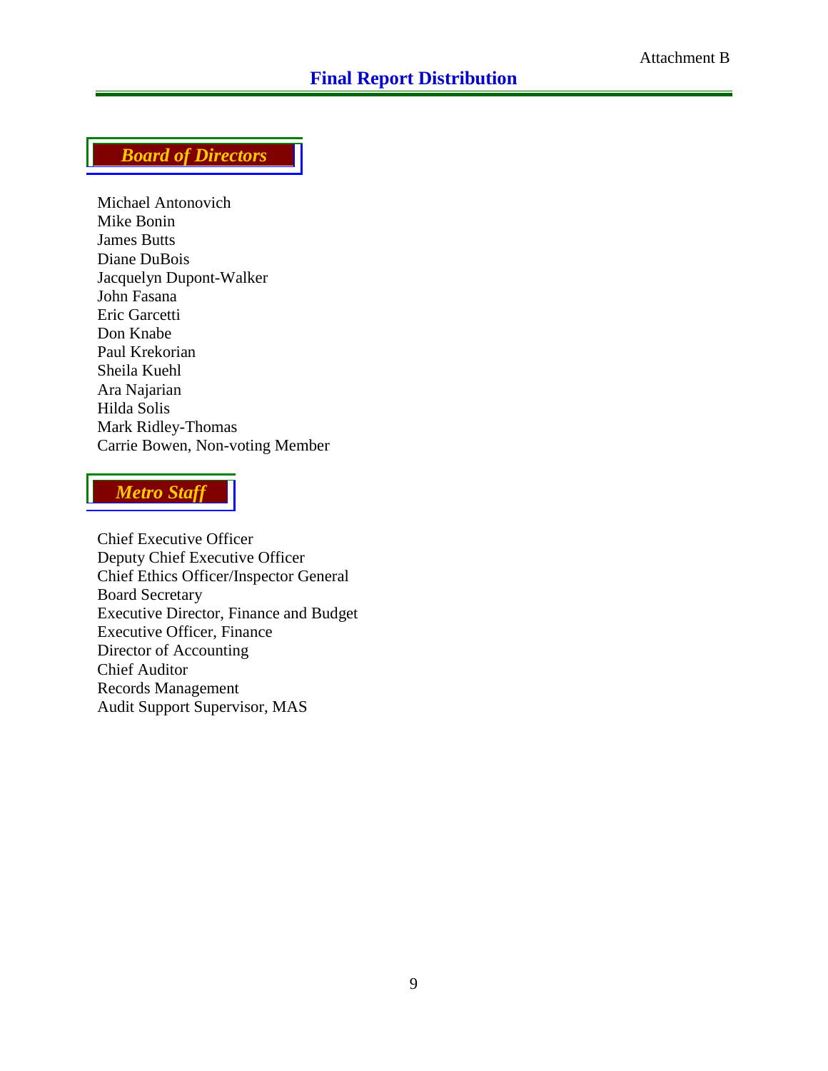Attachment B

# Final Report Distribution

## *Board of Directors*

Michael Antonovich
Mike Bonin
James Butts
Diane DuBois
Jacquelyn Dupont-Walker
John Fasana
Eric Garcetti
Don Knabe
Paul Krekorian
Sheila Kuehl
Ara Najarian
Hilda Solis
Mark Ridley-Thomas
Carrie Bowen, Non-voting Member

## *Metro Staff*

Chief Executive Officer
Deputy Chief Executive Officer
Chief Ethics Officer/Inspector General
Board Secretary
Executive Director, Finance and Budget
Executive Officer, Finance
Director of Accounting
Chief Auditor
Records Management
Audit Support Supervisor, MAS